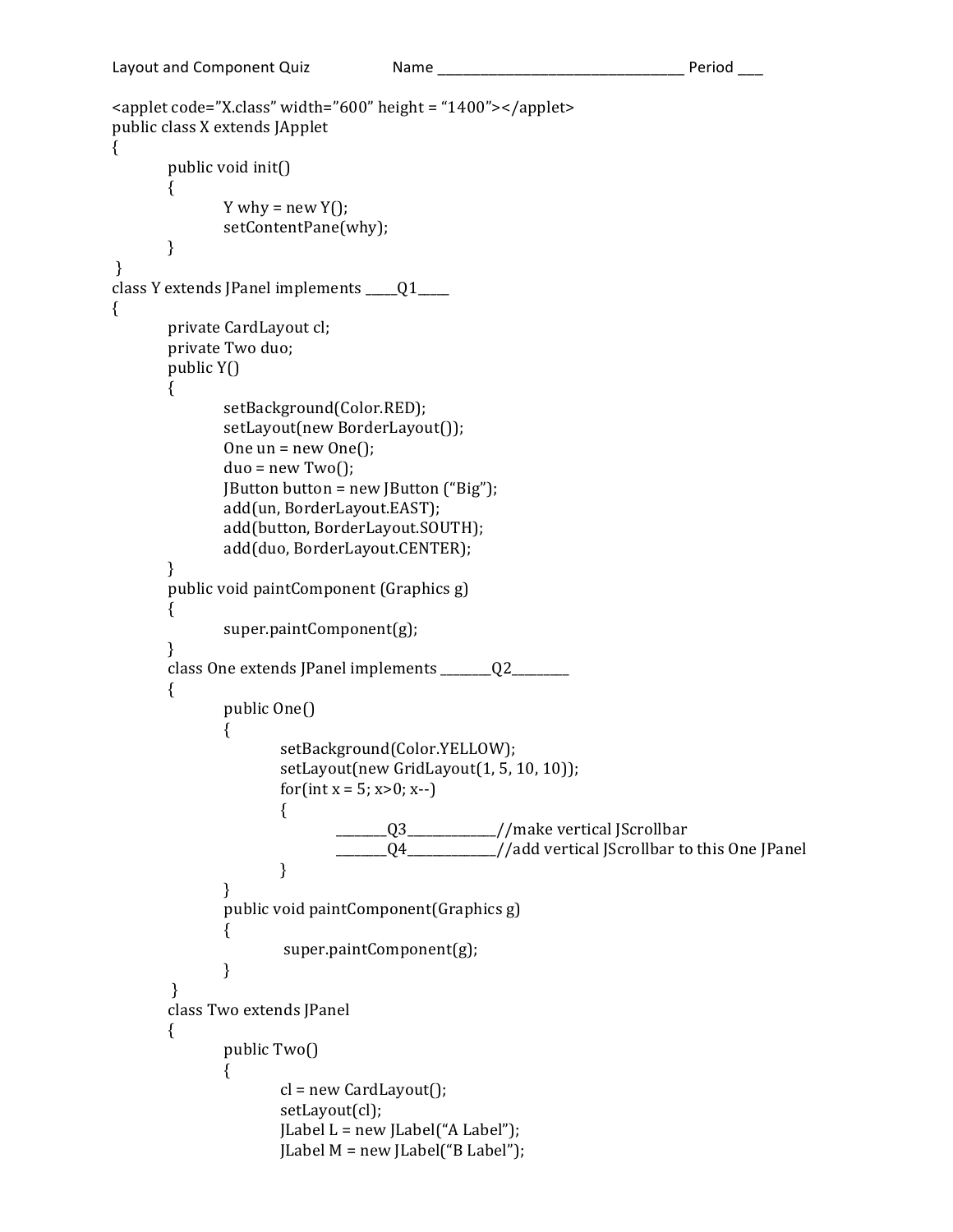Layout and Component Quiz Name ________________________________ Period ___

```
<applet code="X.class" width="600" height = "1400"></applet>
public class X extends JApplet
{
        public void init()
        {
                Y why = new Y();
                setContentPane(why);
        }
 }
class Y extends JPanel implements _____Q1_____
{
        private CardLayout cl;
        private Two duo;
        public Y()
        {
                setBackground(Color.RED);
                setLayout(new BorderLayout());
                One un = new One();
                duo = new Two();
                JButton button = new JButton ("Big");
                add(un, BorderLayout.EAST);
                add(button, BorderLayout.SOUTH);
                add(duo, BorderLayout.CENTER);
        }
        public void paintComponent (Graphics g)
        {
                super.paintComponent(g);
        }
        class One extends JPanel implements ________Q2_________
        {
                public One()
                {
                        setBackground(Color.YELLOW);
                        setLayout(new GridLayout(1, 5, 10, 10));
                        for(int x = 5; x>0; x--)
                        {
                                ________Q3_____________//make vertical JScrollbar
                                ________Q4_____________//add vertical JScrollbar to this One JPanel
                        }
                }
                public void paintComponent(Graphics g)
                {
                         super.paintComponent(g);
                }
         }
        class Two extends JPanel
        {
                public Two()
                {
                        cl = new CardLayout();
                        setLayout(cl);
                        JLabel L = new JLabel("A Label");
                        JLabel M = new JLabel("B Label");
```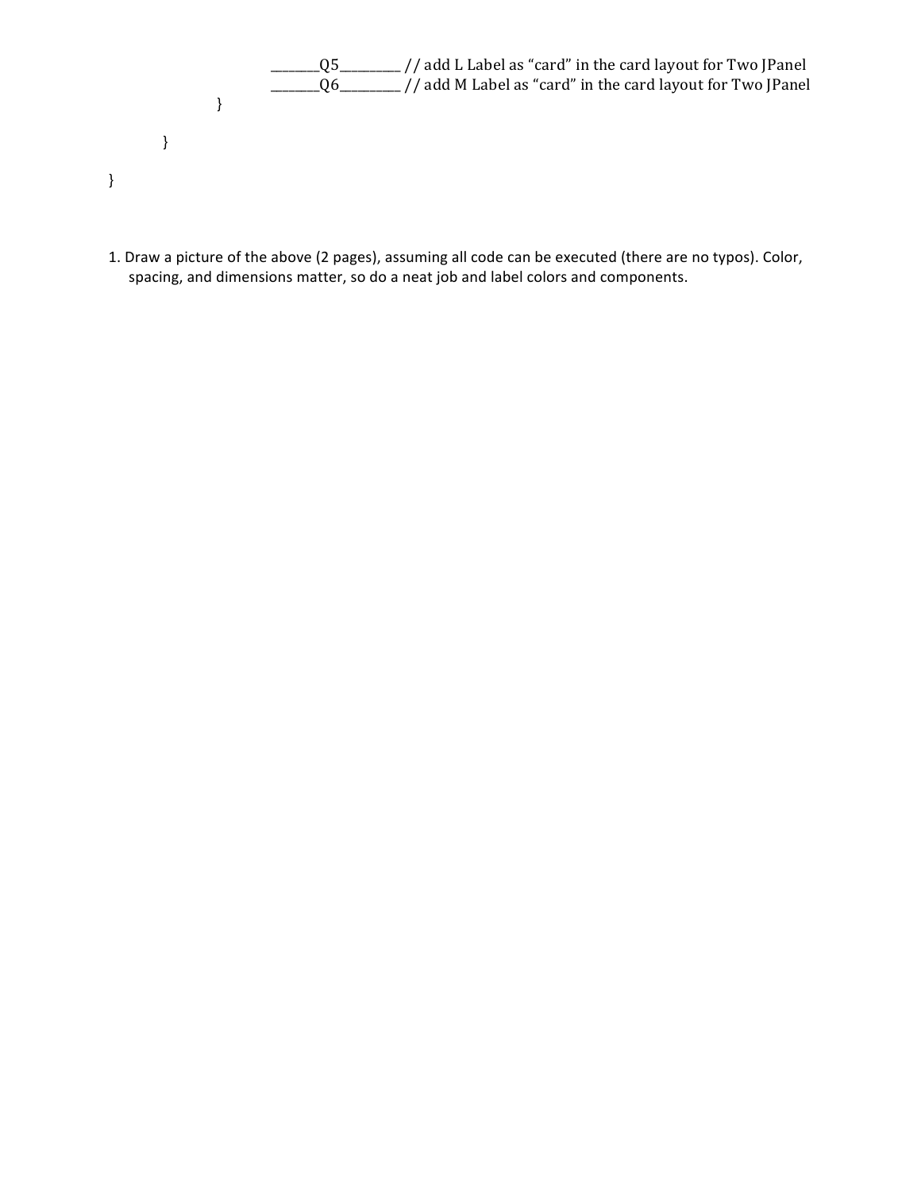```
                ________Q5_________ // add L Label as "card" in the card layout for Two JPanel
                ________Q6_________ // add M Label as "card" in the card layout for Two JPanel
        }

    }

}
```

1. Draw a picture of the above (2 pages), assuming all code can be executed (there are no typos). Color, spacing, and dimensions matter, so do a neat job and label colors and components.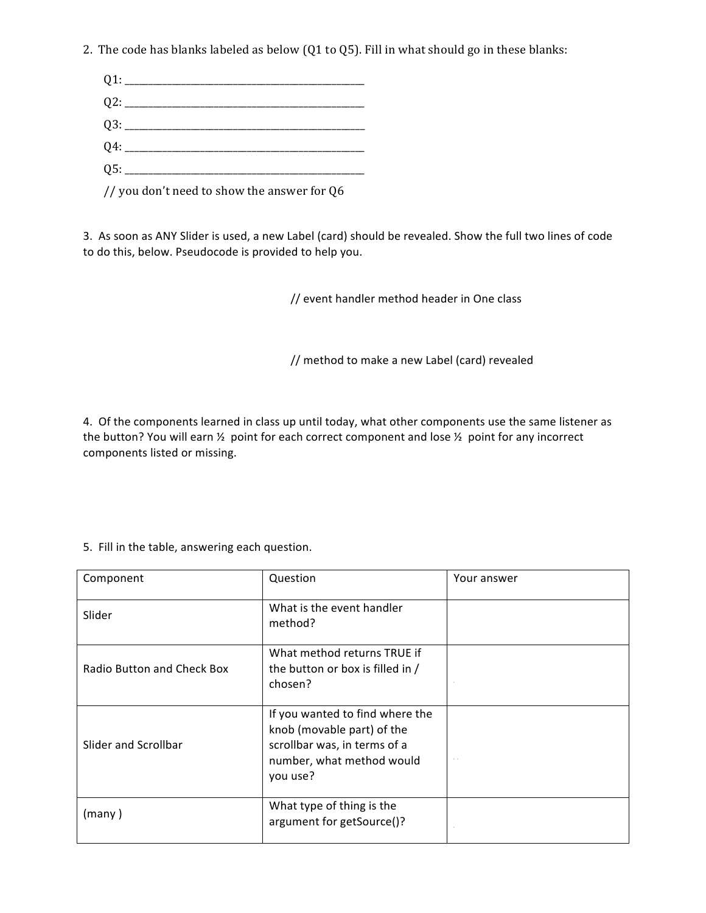2. The code has blanks labeled as below (Q1 to Q5). Fill in what should go in these blanks:

Q1: ______________________________________________

Q2: ______________________________________________

Q3: ______________________________________________

Q4: ______________________________________________

Q5: ______________________________________________

// you don't need to show the answer for Q6

3. As soon as ANY Slider is used, a new Label (card) should be revealed. Show the full two lines of code to do this, below. Pseudocode is provided to help you.

// event handler method header in One class

// method to make a new Label (card) revealed

4. Of the components learned in class up until today, what other components use the same listener as the button? You will earn ½ point for each correct component and lose ½ point for any incorrect components listed or missing.

5. Fill in the table, answering each question.

| Component | Question | Your answer |
| --- | --- | --- |
| Slider | What is the event handler method? | |
| Radio Button and Check Box | What method returns TRUE if the button or box is filled in / chosen? | |
| Slider and Scrollbar | If you wanted to find where the knob (movable part) of the scrollbar was, in terms of a number, what method would you use? | |
| (many ) | What type of thing is the argument for getSource()? | |